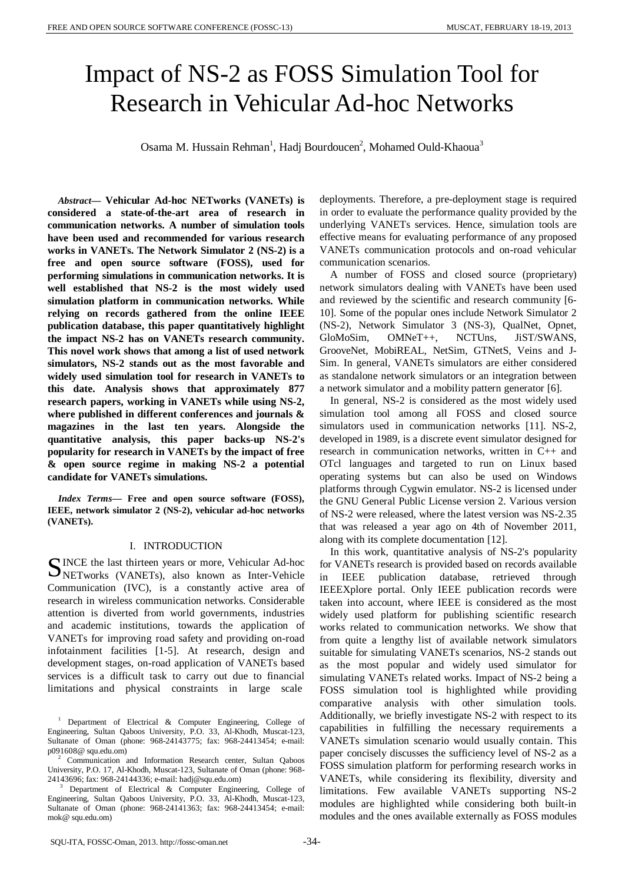# Impact of NS-2 as FOSS Simulation Tool for Research in Vehicular Ad-hoc Networks

Osama M. Hussain Rehman[1], Hadj Bourdoucen[2], Mohamed Ould-Khaoua[3]

***Abstract*— Vehicular Ad-hoc NETworks (VANETs) is considered a state-of-the-art area of research in communication networks. A number of simulation tools have been used and recommended for various research works in VANETs. The Network Simulator 2 (NS-2) is a free and open source software (FOSS), used for performing simulations in communication networks. It is well established that NS-2 is the most widely used simulation platform in communication networks. While relying on records gathered from the online IEEE publication database, this paper quantitatively highlight the impact NS-2 has on VANETs research community. This novel work shows that among a list of used network simulators, NS-2 stands out as the most favorable and widely used simulation tool for research in VANETs to this date. Analysis shows that approximately 877 research papers, working in VANETs while using NS-2, where published in different conferences and journals & magazines in the last ten years. Alongside the quantitative analysis, this paper backs-up NS-2's popularity for research in VANETs by the impact of free & open source regime in making NS-2 a potential candidate for VANETs simulations.**

***Index Terms*— Free and open source software (FOSS), IEEE, network simulator 2 (NS-2), vehicular ad-hoc networks (VANETs).**

## I. INTRODUCTION

SINCE the last thirteen years or more, Vehicular Ad-hoc NETworks (VANETs), also known as Inter-Vehicle Communication (IVC), is a constantly active area of research in wireless communication networks. Considerable attention is diverted from world governments, industries and academic institutions, towards the application of VANETs for improving road safety and providing on-road infotainment facilities [1-5]. At research, design and development stages, on-road application of VANETs based services is a difficult task to carry out due to financial limitations and physical constraints in large scale deployments. Therefore, a pre-deployment stage is required in order to evaluate the performance quality provided by the underlying VANETs services. Hence, simulation tools are effective means for evaluating performance of any proposed VANETs communication protocols and on-road vehicular communication scenarios.

A number of FOSS and closed source (proprietary) network simulators dealing with VANETs have been used and reviewed by the scientific and research community [6-10]. Some of the popular ones include Network Simulator 2 (NS-2), Network Simulator 3 (NS-3), QualNet, Opnet, GloMoSim, OMNeT++, NCTUns, JiST/SWANS, GrooveNet, MobiREAL, NetSim, GTNetS, Veins and J-Sim. In general, VANETs simulators are either considered as standalone network simulators or an integration between a network simulator and a mobility pattern generator [6].

In general, NS-2 is considered as the most widely used simulation tool among all FOSS and closed source simulators used in communication networks [11]. NS-2, developed in 1989, is a discrete event simulator designed for research in communication networks, written in C++ and OTcl languages and targeted to run on Linux based operating systems but can also be used on Windows platforms through Cygwin emulator. NS-2 is licensed under the GNU General Public License version 2. Various version of NS-2 were released, where the latest version was NS-2.35 that was released a year ago on 4th of November 2011, along with its complete documentation [12].

In this work, quantitative analysis of NS-2's popularity for VANETs research is provided based on records available in IEEE publication database, retrieved through IEEEXplore portal. Only IEEE publication records were taken into account, where IEEE is considered as the most widely used platform for publishing scientific research works related to communication networks. We show that from quite a lengthy list of available network simulators suitable for simulating VANETs scenarios, NS-2 stands out as the most popular and widely used simulator for simulating VANETs related works. Impact of NS-2 being a FOSS simulation tool is highlighted while providing comparative analysis with other simulation tools. Additionally, we briefly investigate NS-2 with respect to its capabilities in fulfilling the necessary requirements a VANETs simulation scenario would usually contain. This paper concisely discusses the sufficiency level of NS-2 as a FOSS simulation platform for performing research works in VANETs, while considering its flexibility, diversity and limitations. Few available VANETs supporting NS-2 modules are highlighted while considering both built-in modules and the ones available externally as FOSS modules

---

[1] Department of Electrical & Computer Engineering, College of Engineering, Sultan Qaboos University, P.O. 33, Al-Khodh, Muscat-123, Sultanate of Oman (phone: 968-24143775; fax: 968-24413454; e-mail: p091608@ squ.edu.om)

[2] Communication and Information Research center, Sultan Qaboos University, P.O. 17, Al-Khodh, Muscat-123, Sultanate of Oman (phone: 968-24143696; fax: 968-24144336; e-mail: hadj@squ.edu.om)

[3] Department of Electrical & Computer Engineering, College of Engineering, Sultan Qaboos University, P.O. 33, Al-Khodh, Muscat-123, Sultanate of Oman (phone: 968-24141363; fax: 968-24413454; e-mail: mok@ squ.edu.om)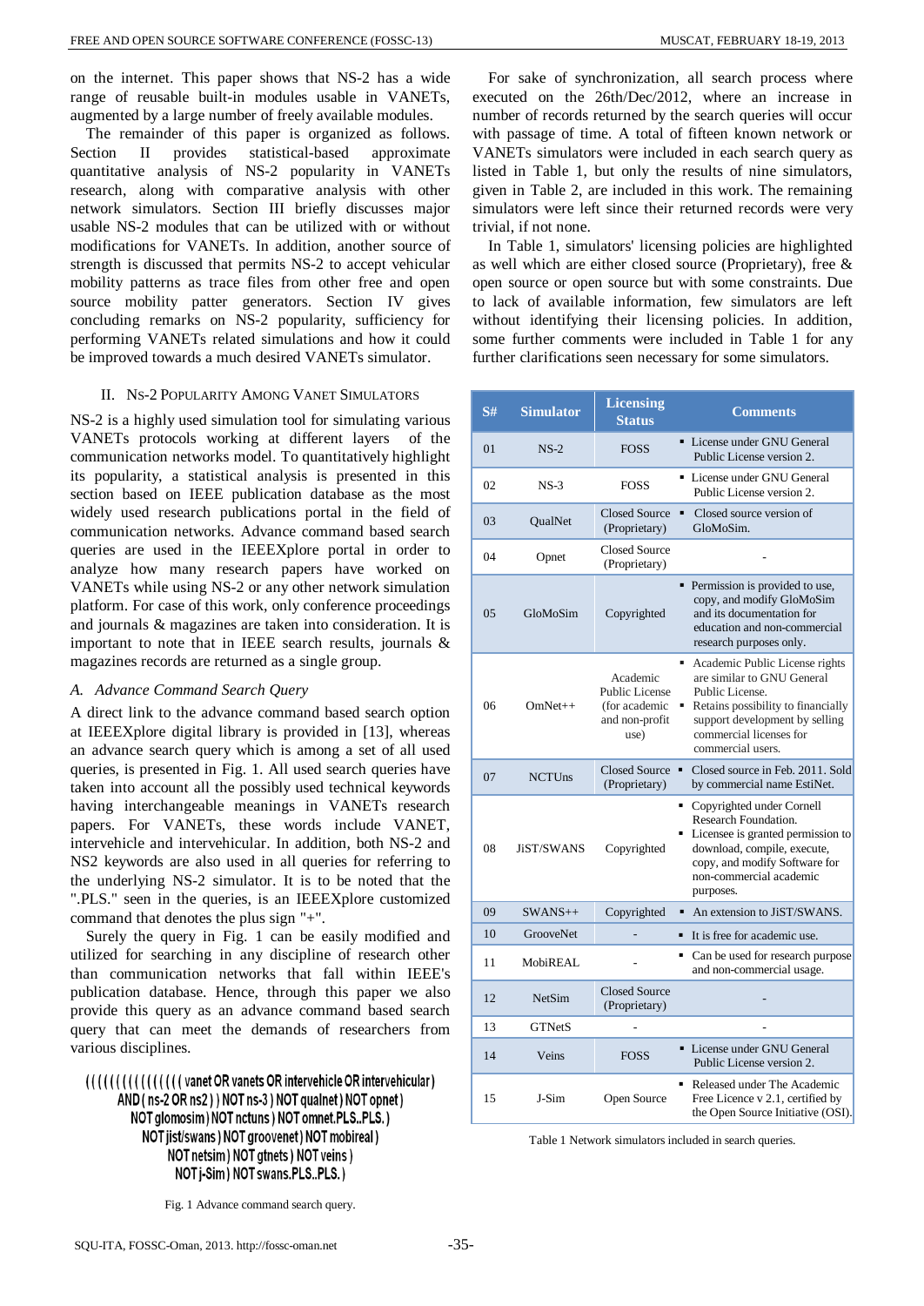on the internet. This paper shows that NS-2 has a wide range of reusable built-in modules usable in VANETs, augmented by a large number of freely available modules.

The remainder of this paper is organized as follows. Section II provides statistical-based approximate quantitative analysis of NS-2 popularity in VANETs research, along with comparative analysis with other network simulators. Section III briefly discusses major usable NS-2 modules that can be utilized with or without modifications for VANETs. In addition, another source of strength is discussed that permits NS-2 to accept vehicular mobility patterns as trace files from other free and open source mobility patter generators. Section IV gives concluding remarks on NS-2 popularity, sufficiency for performing VANETs related simulations and how it could be improved towards a much desired VANETs simulator.

## II. NS-2 Popularity Among VANET Simulators

NS-2 is a highly used simulation tool for simulating various VANETs protocols working at different layers of the communication networks model. To quantitatively highlight its popularity, a statistical analysis is presented in this section based on IEEE publication database as the most widely used research publications portal in the field of communication networks. Advance command based search queries are used in the IEEEXplore portal in order to analyze how many research papers have worked on VANETs while using NS-2 or any other network simulation platform. For case of this work, only conference proceedings and journals & magazines are taken into consideration. It is important to note that in IEEE search results, journals & magazines records are returned as a single group.

### *A. Advance Command Search Query*

A direct link to the advance command based search option at IEEEXplore digital library is provided in [13], whereas an advance search query which is among a set of all used queries, is presented in Fig. 1. All used search queries have taken into account all the possibly used technical keywords having interchangeable meanings in VANETs research papers. For VANETs, these words include VANET, intervehicle and intervehicular. In addition, both NS-2 and NS2 keywords are also used in all queries for referring to the underlying NS-2 simulator. It is to be noted that the ".PLS." seen in the queries, is an IEEEXplore customized command that denotes the plus sign "+".

Surely the query in Fig. 1 can be easily modified and utilized for searching in any discipline of research other than communication networks that fall within IEEE's publication database. Hence, through this paper we also provide this query as an advance command based search query that can meet the demands of researchers from various disciplines.

```
((((((((((((((( vanet OR vanets OR intervehicle OR intervehicular )
AND ( ns-2 OR ns2 ) ) NOT ns-3 ) NOT qualnet ) NOT opnet )
NOT glomosim ) NOT nctuns ) NOT omnet.PLS..PLS. )
NOT jist/swans ) NOT groovenet ) NOT mobireal )
NOT netsim ) NOT gtnets ) NOT veins )
NOT j-Sim ) NOT swans.PLS..PLS. )
```

Fig. 1 Advance command search query.

For sake of synchronization, all search process where executed on the 26th/Dec/2012, where an increase in number of records returned by the search queries will occur with passage of time. A total of fifteen known network or VANETs simulators were included in each search query as listed in Table 1, but only the results of nine simulators, given in Table 2, are included in this work. The remaining simulators were left since their returned records were very trivial, if not none.

In Table 1, simulators' licensing policies are highlighted as well which are either closed source (Proprietary), free & open source or open source but with some constraints. Due to lack of available information, few simulators are left without identifying their licensing policies. In addition, some further comments were included in Table 1 for any further clarifications seen necessary for some simulators.

| S# | Simulator | Licensing Status | Comments |
|---|---|---|---|
| 01 | NS-2 | FOSS | ▪ License under GNU General Public License version 2. |
| 02 | NS-3 | FOSS | ▪ License under GNU General Public License version 2. |
| 03 | QualNet | Closed Source (Proprietary) | ▪ Closed source version of GloMoSim. |
| 04 | Opnet | Closed Source (Proprietary) | - |
| 05 | GloMoSim | Copyrighted | ▪ Permission is provided to use, copy, and modify GloMoSim and its documentation for education and non-commercial research purposes only. |
| 06 | OmNet++ | Academic Public License (for academic and non-profit use) | ▪ Academic Public License rights are similar to GNU General Public License. ▪ Retains possibility to financially support development by selling commercial licenses for commercial users. |
| 07 | NCTUns | Closed Source (Proprietary) | ▪ Closed source in Feb. 2011. Sold by commercial name EstiNet. |
| 08 | JiST/SWANS | Copyrighted | ▪ Copyrighted under Cornell Research Foundation. ▪ Licensee is granted permission to download, compile, execute, copy, and modify Software for non-commercial academic purposes. |
| 09 | SWANS++ | Copyrighted | ▪ An extension to JiST/SWANS. |
| 10 | GrooveNet | - | ▪ It is free for academic use. |
| 11 | MobiREAL | - | ▪ Can be used for research purpose and non-commercial usage. |
| 12 | NetSim | Closed Source (Proprietary) | - |
| 13 | GTNetS | - | - |
| 14 | Veins | FOSS | ▪ License under GNU General Public License version 2. |
| 15 | J-Sim | Open Source | ▪ Released under The Academic Free Licence v 2.1, certified by the Open Source Initiative (OSI). |

Table 1 Network simulators included in search queries.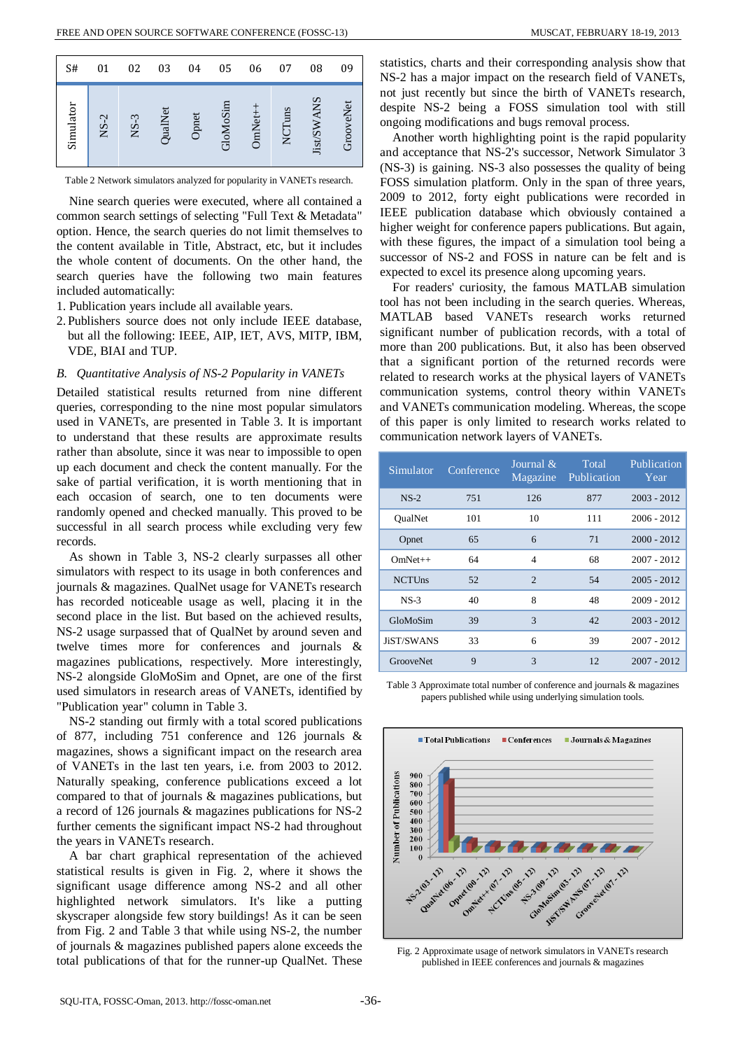| S# | 01 | 02 | 03 | 04 | 05 | 06 | 07 | 08 | 09 |
|---|---|---|---|---|---|---|---|---|---|
| Simulator | NS-2 | NS-3 | QualNet | Opnet | GloMoSim | OmNet++ | NCTuns | Jist/SWANS | GrooveNet |

Table 2 Network simulators analyzed for popularity in VANETs research.

Nine search queries were executed, where all contained a common search settings of selecting "Full Text & Metadata" option. Hence, the search queries do not limit themselves to the content available in Title, Abstract, etc, but it includes the whole content of documents. On the other hand, the search queries have the following two main features included automatically:

1. Publication years include all available years.
2. Publishers source does not only include IEEE database, but all the following: IEEE, AIP, IET, AVS, MITP, IBM, VDE, BIAI and TUP.

### *B. Quantitative Analysis of NS-2 Popularity in VANETs*

Detailed statistical results returned from nine different queries, corresponding to the nine most popular simulators used in VANETs, are presented in Table 3. It is important to understand that these results are approximate results rather than absolute, since it was near to impossible to open up each document and check the content manually. For the sake of partial verification, it is worth mentioning that in each occasion of search, one to ten documents were randomly opened and checked manually. This proved to be successful in all search process while excluding very few records.

As shown in Table 3, NS-2 clearly surpasses all other simulators with respect to its usage in both conferences and journals & magazines. QualNet usage for VANETs research has recorded noticeable usage as well, placing it in the second place in the list. But based on the achieved results, NS-2 usage surpassed that of QualNet by around seven and twelve times more for conferences and journals & magazines publications, respectively. More interestingly, NS-2 alongside GloMoSim and Opnet, are one of the first used simulators in research areas of VANETs, identified by "Publication year" column in Table 3.

NS-2 standing out firmly with a total scored publications of 877, including 751 conference and 126 journals & magazines, shows a significant impact on the research area of VANETs in the last ten years, i.e. from 2003 to 2012. Naturally speaking, conference publications exceed a lot compared to that of journals & magazines publications, but a record of 126 journals & magazines publications for NS-2 further cements the significant impact NS-2 had throughout the years in VANETs research.

A bar chart graphical representation of the achieved statistical results is given in Fig. 2, where it shows the significant usage difference among NS-2 and all other highlighted network simulators. It's like a putting skyscraper alongside few story buildings! As it can be seen from Fig. 2 and Table 3 that while using NS-2, the number of journals & magazines published papers alone exceeds the total publications of that for the runner-up QualNet. These statistics, charts and their corresponding analysis show that NS-2 has a major impact on the research field of VANETs, not just recently but since the birth of VANETs research, despite NS-2 being a FOSS simulation tool with still ongoing modifications and bugs removal process.

Another worth highlighting point is the rapid popularity and acceptance that NS-2's successor, Network Simulator 3 (NS-3) is gaining. NS-3 also possesses the quality of being FOSS simulation platform. Only in the span of three years, 2009 to 2012, forty eight publications were recorded in IEEE publication database which obviously contained a higher weight for conference papers publications. But again, with these figures, the impact of a simulation tool being a successor of NS-2 and FOSS in nature can be felt and is expected to excel its presence along upcoming years.

For readers' curiosity, the famous MATLAB simulation tool has not been including in the search queries. Whereas, MATLAB based VANETs research works returned significant number of publication records, with a total of more than 200 publications. But, it also has been observed that a significant portion of the returned records were related to research works at the physical layers of VANETs communication systems, control theory within VANETs and VANETs communication modeling. Whereas, the scope of this paper is only limited to research works related to communication network layers of VANETs.

| Simulator | Conference | Journal & Magazine | Total Publication | Publication Year |
|---|---|---|---|---|
| NS-2 | 751 | 126 | 877 | 2003 - 2012 |
| QualNet | 101 | 10 | 111 | 2006 - 2012 |
| Opnet | 65 | 6 | 71 | 2000 - 2012 |
| OmNet++ | 64 | 4 | 68 | 2007 - 2012 |
| NCTUns | 52 | 2 | 54 | 2005 - 2012 |
| NS-3 | 40 | 8 | 48 | 2009 - 2012 |
| GloMoSim | 39 | 3 | 42 | 2003 - 2012 |
| JiST/SWANS | 33 | 6 | 39 | 2007 - 2012 |
| GrooveNet | 9 | 3 | 12 | 2007 - 2012 |

Table 3 Approximate total number of conference and journals & magazines papers published while using underlying simulation tools.

Fig. 2 Approximate usage of network simulators in VANETs research published in IEEE conferences and journals & magazines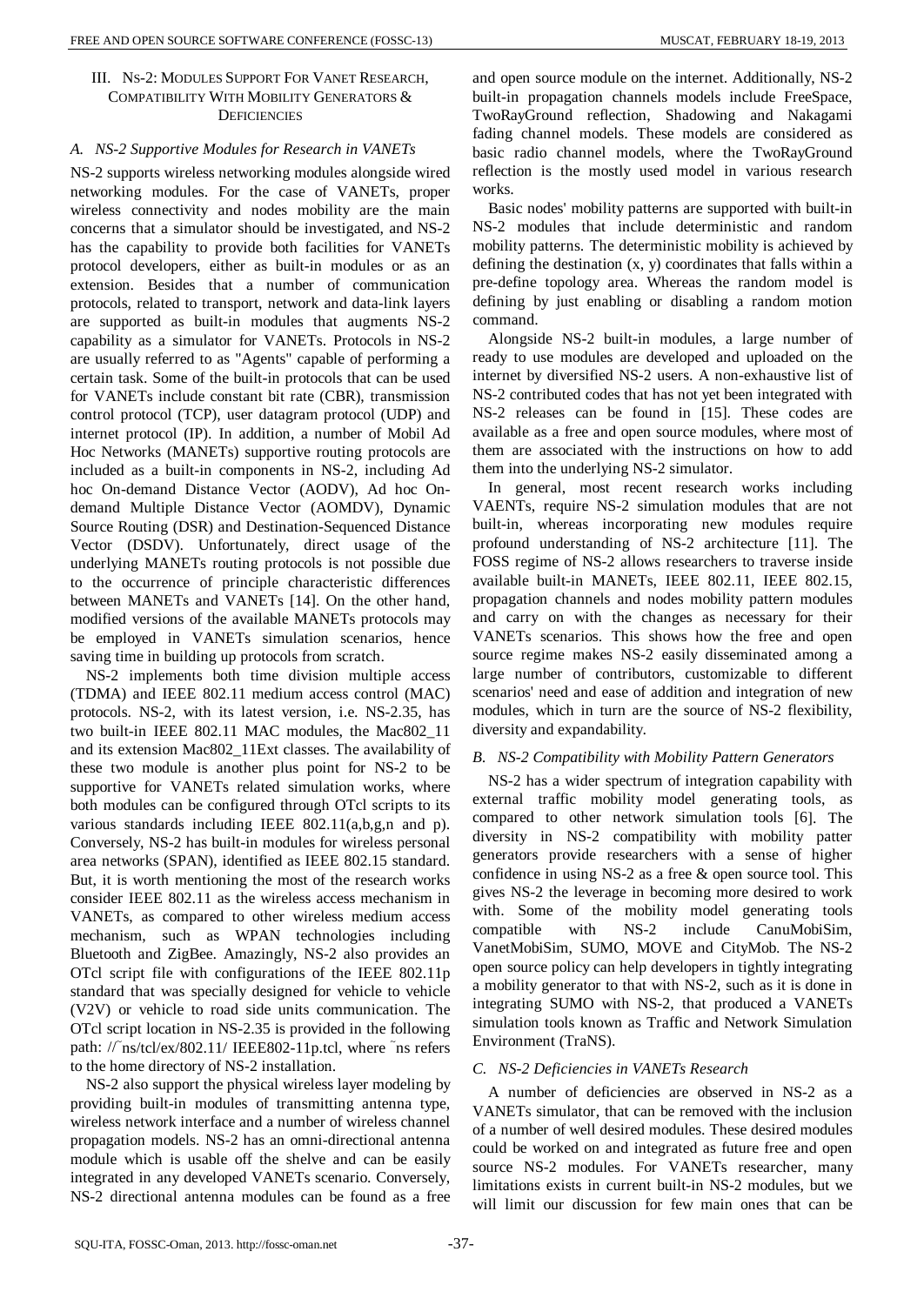## III. NS-2: Modules Support For Vanet Research, Compatibility With Mobility Generators & Deficiencies

### A. NS-2 Supportive Modules for Research in VANETs

NS-2 supports wireless networking modules alongside wired networking modules. For the case of VANETs, proper wireless connectivity and nodes mobility are the main concerns that a simulator should be investigated, and NS-2 has the capability to provide both facilities for VANETs protocol developers, either as built-in modules or as an extension. Besides that a number of communication protocols, related to transport, network and data-link layers are supported as built-in modules that augments NS-2 capability as a simulator for VANETs. Protocols in NS-2 are usually referred to as "Agents" capable of performing a certain task. Some of the built-in protocols that can be used for VANETs include constant bit rate (CBR), transmission control protocol (TCP), user datagram protocol (UDP) and internet protocol (IP). In addition, a number of Mobil Ad Hoc Networks (MANETs) supportive routing protocols are included as a built-in components in NS-2, including Ad hoc On-demand Distance Vector (AODV), Ad hoc On-demand Multiple Distance Vector (AOMDV), Dynamic Source Routing (DSR) and Destination-Sequenced Distance Vector (DSDV). Unfortunately, direct usage of the underlying MANETs routing protocols is not possible due to the occurrence of principle characteristic differences between MANETs and VANETs [14]. On the other hand, modified versions of the available MANETs protocols may be employed in VANETs simulation scenarios, hence saving time in building up protocols from scratch.

NS-2 implements both time division multiple access (TDMA) and IEEE 802.11 medium access control (MAC) protocols. NS-2, with its latest version, i.e. NS-2.35, has two built-in IEEE 802.11 MAC modules, the Mac802_11 and its extension Mac802_11Ext classes. The availability of these two module is another plus point for NS-2 to be supportive for VANETs related simulation works, where both modules can be configured through OTcl scripts to its various standards including IEEE 802.11(a,b,g,n and p). Conversely, NS-2 has built-in modules for wireless personal area networks (SPAN), identified as IEEE 802.15 standard. But, it is worth mentioning the most of the research works consider IEEE 802.11 as the wireless access mechanism in VANETs, as compared to other wireless medium access mechanism, such as WPAN technologies including Bluetooth and ZigBee. Amazingly, NS-2 also provides an OTcl script file with configurations of the IEEE 802.11p standard that was specially designed for vehicle to vehicle (V2V) or vehicle to road side units communication. The OTcl script location in NS-2.35 is provided in the following path: //˜ns/tcl/ex/802.11/ IEEE802-11p.tcl, where ˜ns refers to the home directory of NS-2 installation.

NS-2 also support the physical wireless layer modeling by providing built-in modules of transmitting antenna type, wireless network interface and a number of wireless channel propagation models. NS-2 has an omni-directional antenna module which is usable off the shelve and can be easily integrated in any developed VANETs scenario. Conversely, NS-2 directional antenna modules can be found as a free and open source module on the internet. Additionally, NS-2 built-in propagation channels models include FreeSpace, TwoRayGround reflection, Shadowing and Nakagami fading channel models. These models are considered as basic radio channel models, where the TwoRayGround reflection is the mostly used model in various research works.

Basic nodes' mobility patterns are supported with built-in NS-2 modules that include deterministic and random mobility patterns. The deterministic mobility is achieved by defining the destination (x, y) coordinates that falls within a pre-define topology area. Whereas the random model is defining by just enabling or disabling a random motion command.

Alongside NS-2 built-in modules, a large number of ready to use modules are developed and uploaded on the internet by diversified NS-2 users. A non-exhaustive list of NS-2 contributed codes that has not yet been integrated with NS-2 releases can be found in [15]. These codes are available as a free and open source modules, where most of them are associated with the instructions on how to add them into the underlying NS-2 simulator.

In general, most recent research works including VAENTs, require NS-2 simulation modules that are not built-in, whereas incorporating new modules require profound understanding of NS-2 architecture [11]. The FOSS regime of NS-2 allows researchers to traverse inside available built-in MANETs, IEEE 802.11, IEEE 802.15, propagation channels and nodes mobility pattern modules and carry on with the changes as necessary for their VANETs scenarios. This shows how the free and open source regime makes NS-2 easily disseminated among a large number of contributors, customizable to different scenarios' need and ease of addition and integration of new modules, which in turn are the source of NS-2 flexibility, diversity and expandability.

### B. NS-2 Compatibility with Mobility Pattern Generators

NS-2 has a wider spectrum of integration capability with external traffic mobility model generating tools, as compared to other network simulation tools [6]. The diversity in NS-2 compatibility with mobility patter generators provide researchers with a sense of higher confidence in using NS-2 as a free & open source tool. This gives NS-2 the leverage in becoming more desired to work with. Some of the mobility model generating tools compatible with NS-2 include CanuMobiSim, VanetMobiSim, SUMO, MOVE and CityMob. The NS-2 open source policy can help developers in tightly integrating a mobility generator to that with NS-2, such as it is done in integrating SUMO with NS-2, that produced a VANETs simulation tools known as Traffic and Network Simulation Environment (TraNS).

### C. NS-2 Deficiencies in VANETs Research

A number of deficiencies are observed in NS-2 as a VANETs simulator, that can be removed with the inclusion of a number of well desired modules. These desired modules could be worked on and integrated as future free and open source NS-2 modules. For VANETs researcher, many limitations exists in current built-in NS-2 modules, but we will limit our discussion for few main ones that can be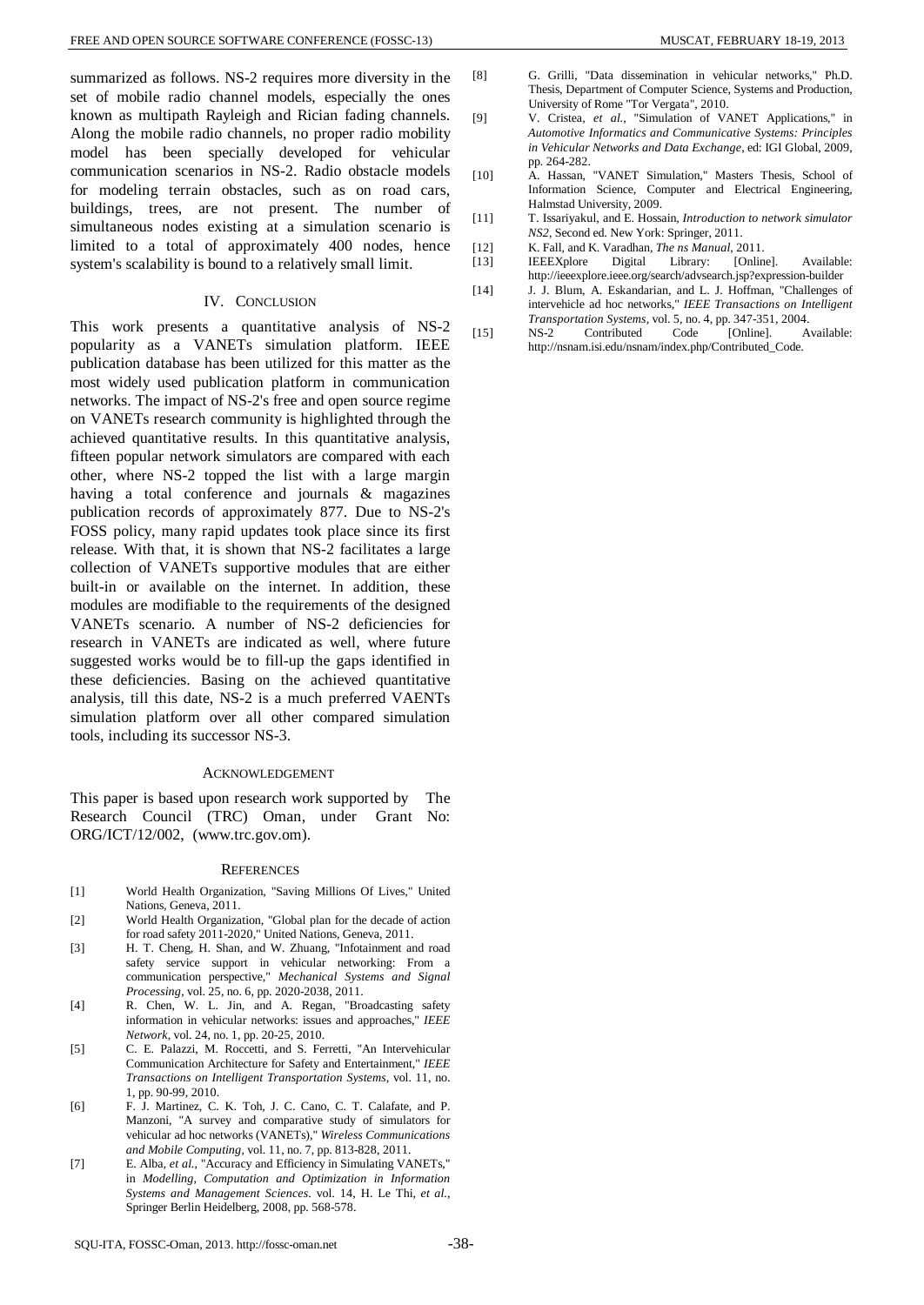summarized as follows. NS-2 requires more diversity in the set of mobile radio channel models, especially the ones known as multipath Rayleigh and Rician fading channels. Along the mobile radio channels, no proper radio mobility model has been specially developed for vehicular communication scenarios in NS-2. Radio obstacle models for modeling terrain obstacles, such as on road cars, buildings, trees, are not present. The number of simultaneous nodes existing at a simulation scenario is limited to a total of approximately 400 nodes, hence system's scalability is bound to a relatively small limit.

## IV. Conclusion

This work presents a quantitative analysis of NS-2 popularity as a VANETs simulation platform. IEEE publication database has been utilized for this matter as the most widely used publication platform in communication networks. The impact of NS-2's free and open source regime on VANETs research community is highlighted through the achieved quantitative results. In this quantitative analysis, fifteen popular network simulators are compared with each other, where NS-2 topped the list with a large margin having a total conference and journals & magazines publication records of approximately 877. Due to NS-2's FOSS policy, many rapid updates took place since its first release. With that, it is shown that NS-2 facilitates a large collection of VANETs supportive modules that are either built-in or available on the internet. In addition, these modules are modifiable to the requirements of the designed VANETs scenario. A number of NS-2 deficiencies for research in VANETs are indicated as well, where future suggested works would be to fill-up the gaps identified in these deficiencies. Basing on the achieved quantitative analysis, till this date, NS-2 is a much preferred VAENTs simulation platform over all other compared simulation tools, including its successor NS-3.

## Acknowledgement

This paper is based upon research work supported by The Research Council (TRC) Oman, under Grant No: ORG/ICT/12/002, (www.trc.gov.om).

## References

[1] World Health Organization, "Saving Millions Of Lives," United Nations, Geneva, 2011.

[2] World Health Organization, "Global plan for the decade of action for road safety 2011-2020," United Nations, Geneva, 2011.

[3] H. T. Cheng, H. Shan, and W. Zhuang, "Infotainment and road safety service support in vehicular networking: From a communication perspective," *Mechanical Systems and Signal Processing*, vol. 25, no. 6, pp. 2020-2038, 2011.

[4] R. Chen, W. L. Jin, and A. Regan, "Broadcasting safety information in vehicular networks: issues and approaches," *IEEE Network*, vol. 24, no. 1, pp. 20-25, 2010.

[5] C. E. Palazzi, M. Roccetti, and S. Ferretti, "An Intervehicular Communication Architecture for Safety and Entertainment," *IEEE Transactions on Intelligent Transportation Systems*, vol. 11, no. 1, pp. 90-99, 2010.

[6] F. J. Martinez, C. K. Toh, J. C. Cano, C. T. Calafate, and P. Manzoni, "A survey and comparative study of simulators for vehicular ad hoc networks (VANETs)," *Wireless Communications and Mobile Computing*, vol. 11, no. 7, pp. 813-828, 2011.

[7] E. Alba, *et al.*, "Accuracy and Efficiency in Simulating VANETs," in *Modelling, Computation and Optimization in Information Systems and Management Sciences*. vol. 14, H. Le Thi, *et al.*, Springer Berlin Heidelberg, 2008, pp. 568-578.

[8] G. Grilli, "Data dissemination in vehicular networks," Ph.D. Thesis, Department of Computer Science, Systems and Production, University of Rome "Tor Vergata", 2010.

[9] V. Cristea, *et al.*, "Simulation of VANET Applications," in *Automotive Informatics and Communicative Systems: Principles in Vehicular Networks and Data Exchange*, ed: IGI Global, 2009, pp. 264-282.

[10] A. Hassan, "VANET Simulation," Masters Thesis, School of Information Science, Computer and Electrical Engineering, Halmstad University, 2009.

[11] T. Issariyakul, and E. Hossain, *Introduction to network simulator NS2*, Second ed. New York: Springer, 2011.

[12] K. Fall, and K. Varadhan, *The ns Manual*, 2011.

[13] IEEEXplore Digital Library: [Online]. Available: http://ieeexplore.ieee.org/search/advsearch.jsp?expression-builder

[14] J. J. Blum, A. Eskandarian, and L. J. Hoffman, "Challenges of intervehicle ad hoc networks," *IEEE Transactions on Intelligent Transportation Systems*, vol. 5, no. 4, pp. 347-351, 2004.

[15] NS-2 Contributed Code [Online]. Available: http://nsnam.isi.edu/nsnam/index.php/Contributed_Code.